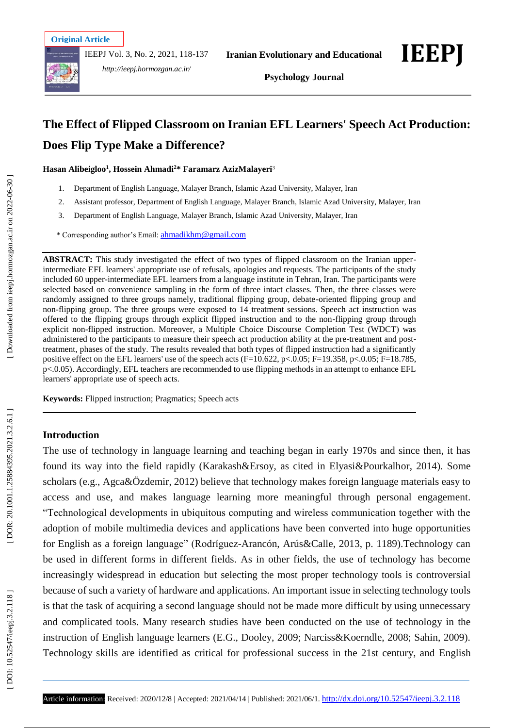Original Article

# The Effect of Flipped Classroom on Iranian EFL Learners' Speech Act Production: Does Flip Type Make a Difference?

**Hasan Alibeigloo[1], Hossein Ahmadi[2]\* Faramarz AzizMalayeri[3]**

1. Department of English Language, Malayer Branch, Islamic Azad University, Malayer, Iran
2. Assistant professor, Department of English Language, Malayer Branch, Islamic Azad University, Malayer, Iran
3. Department of English Language, Malayer Branch, Islamic Azad University, Malayer, Iran

\* Corresponding author's Email: ahmadikhm@gmail.com

**ABSTRACT:** This study investigated the effect of two types of flipped classroom on the Iranian upper-intermediate EFL learners' appropriate use of refusals, apologies and requests. The participants of the study included 60 upper-intermediate EFL learners from a language institute in Tehran, Iran. The participants were selected based on convenience sampling in the form of three intact classes. Then, the three classes were randomly assigned to three groups namely, traditional flipping group, debate-oriented flipping group and non-flipping group. The three groups were exposed to 14 treatment sessions. Speech act instruction was offered to the flipping groups through explicit flipped instruction and to the non-flipping group through explicit non-flipped instruction. Moreover, a Multiple Choice Discourse Completion Test (WDCT) was administered to the participants to measure their speech act production ability at the pre-treatment and post-treatment, phases of the study. The results revealed that both types of flipped instruction had a significantly positive effect on the EFL learners' use of the speech acts ($F=10.622$, $p<.0.05$; $F=19.358$, $p<.0.05$; $F=18.785$, $p<.0.05$). Accordingly, EFL teachers are recommended to use flipping methods in an attempt to enhance EFL learners' appropriate use of speech acts.

**Keywords:** Flipped instruction; Pragmatics; Speech acts

## Introduction

The use of technology in language learning and teaching began in early 1970s and since then, it has found its way into the field rapidly (Karakash&Ersoy, as cited in Elyasi&Pourkalhor, 2014). Some scholars (e.g., Agca&Özdemir, 2012) believe that technology makes foreign language materials easy to access and use, and makes language learning more meaningful through personal engagement. "Technological developments in ubiquitous computing and wireless communication together with the adoption of mobile multimedia devices and applications have been converted into huge opportunities for English as a foreign language" (Rodríguez-Arancón, Arús&Calle, 2013, p. 1189).Technology can be used in different forms in different fields. As in other fields, the use of technology has become increasingly widespread in education but selecting the most proper technology tools is controversial because of such a variety of hardware and applications. An important issue in selecting technology tools is that the task of acquiring a second language should not be made more difficult by using unnecessary and complicated tools. Many research studies have been conducted on the use of technology in the instruction of English language learners (E.G., Dooley, 2009; Narciss&Koerndle, 2008; Sahin, 2009). Technology skills are identified as critical for professional success in the 21st century, and English

Article information: Received: 2020/12/8 | Accepted: 2021/04/14 | Published: 2021/06/1. http://dx.doi.org/10.52547/ieepj.3.2.118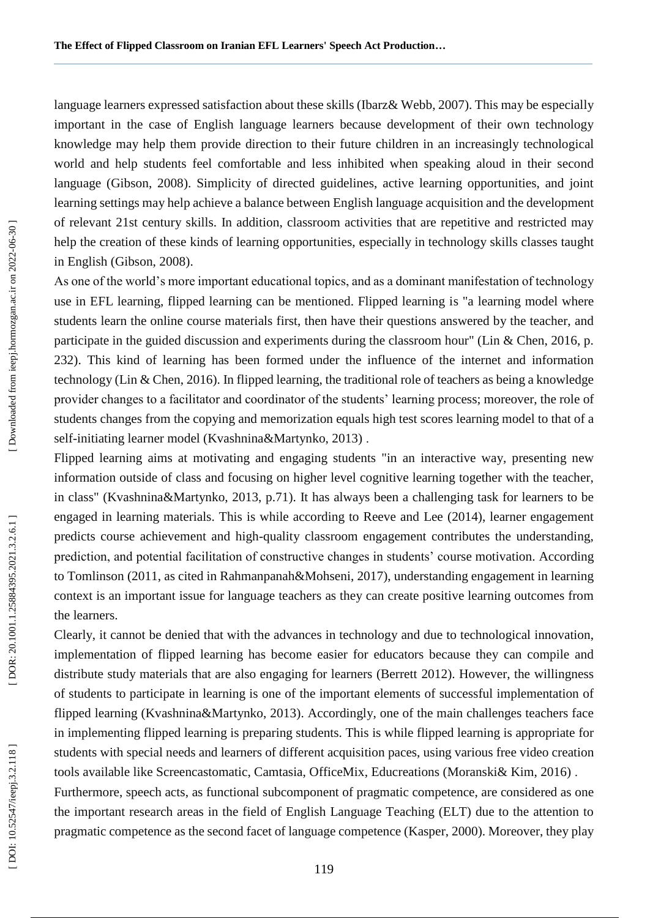language learners expressed satisfaction about these skills (Ibarz& Webb, 2007). This may be especially important in the case of English language learners because development of their own technology knowledge may help them provide direction to their future children in an increasingly technological world and help students feel comfortable and less inhibited when speaking aloud in their second language (Gibson, 2008). Simplicity of directed guidelines, active learning opportunities, and joint learning settings may help achieve a balance between English language acquisition and the development of relevant 21st century skills. In addition, classroom activities that are repetitive and restricted may help the creation of these kinds of learning opportunities, especially in technology skills classes taught in English (Gibson, 2008).

As one of the world's more important educational topics, and as a dominant manifestation of technology use in EFL learning, flipped learning can be mentioned. Flipped learning is "a learning model where students learn the online course materials first, then have their questions answered by the teacher, and participate in the guided discussion and experiments during the classroom hour" (Lin & Chen, 2016, p. 232). This kind of learning has been formed under the influence of the internet and information technology (Lin & Chen, 2016). In flipped learning, the traditional role of teachers as being a knowledge provider changes to a facilitator and coordinator of the students' learning process; moreover, the role of students changes from the copying and memorization equals high test scores learning model to that of a self-initiating learner model (Kvashnina&Martynko, 2013) .

Flipped learning aims at motivating and engaging students "in an interactive way, presenting new information outside of class and focusing on higher level cognitive learning together with the teacher, in class" (Kvashnina&Martynko, 2013, p.71). It has always been a challenging task for learners to be engaged in learning materials. This is while according to Reeve and Lee (2014), learner engagement predicts course achievement and high-quality classroom engagement contributes the understanding, prediction, and potential facilitation of constructive changes in students' course motivation. According to Tomlinson (2011, as cited in Rahmanpanah&Mohseni, 2017), understanding engagement in learning context is an important issue for language teachers as they can create positive learning outcomes from the learners.

Clearly, it cannot be denied that with the advances in technology and due to technological innovation, implementation of flipped learning has become easier for educators because they can compile and distribute study materials that are also engaging for learners (Berrett 2012). However, the willingness of students to participate in learning is one of the important elements of successful implementation of flipped learning (Kvashnina&Martynko, 2013). Accordingly, one of the main challenges teachers face in implementing flipped learning is preparing students. This is while flipped learning is appropriate for students with special needs and learners of different acquisition paces, using various free video creation tools available like Screencastomatic, Camtasia, OfficeMix, Educreations (Moranski& Kim, 2016) .

Furthermore, speech acts, as functional subcomponent of pragmatic competence, are considered as one the important research areas in the field of English Language Teaching (ELT) due to the attention to pragmatic competence as the second facet of language competence (Kasper, 2000). Moreover, they play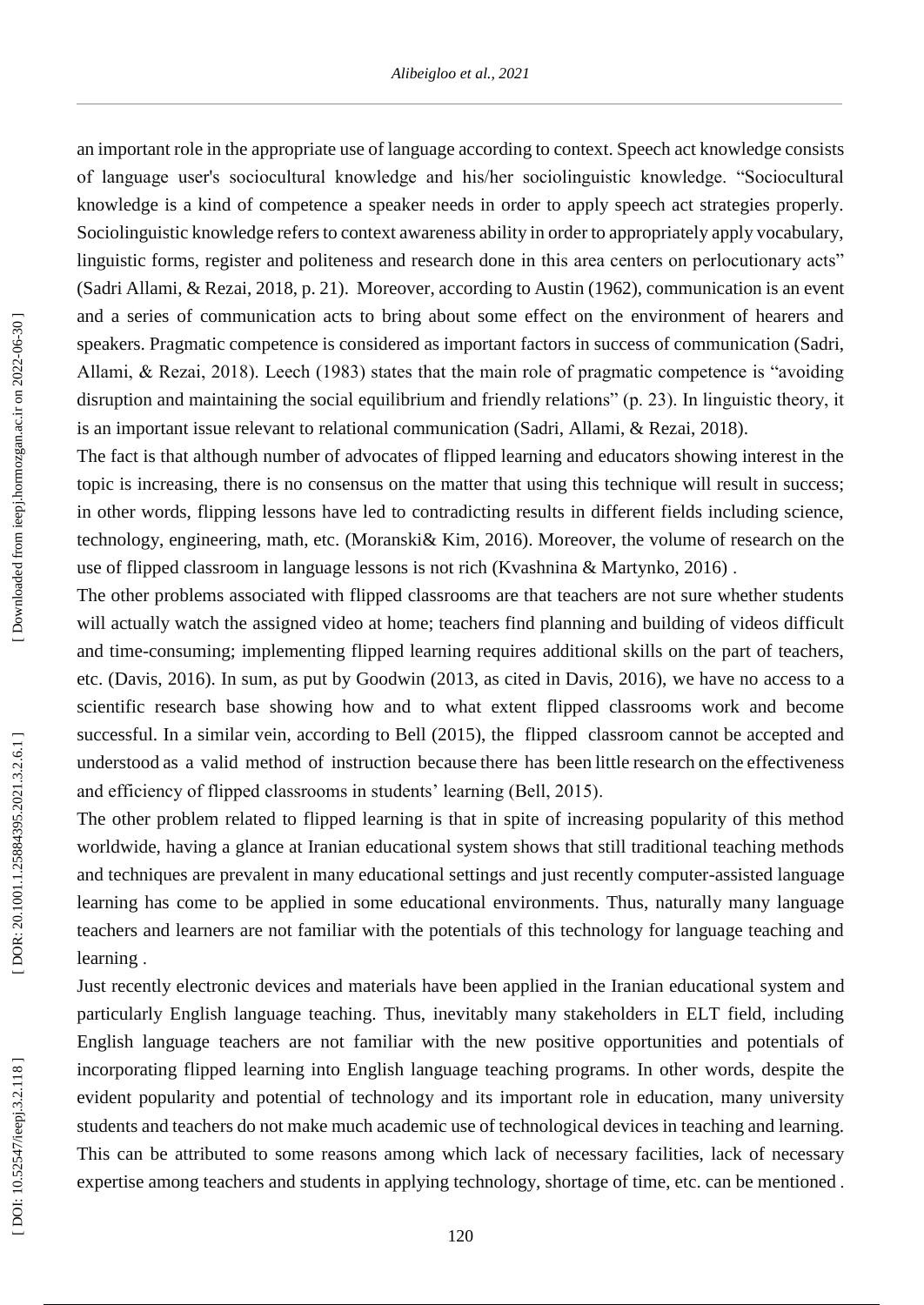an important role in the appropriate use of language according to context. Speech act knowledge consists of language user's sociocultural knowledge and his/her sociolinguistic knowledge. "Sociocultural knowledge is a kind of competence a speaker needs in order to apply speech act strategies properly. Sociolinguistic knowledge refers to context awareness ability in order to appropriately apply vocabulary, linguistic forms, register and politeness and research done in this area centers on perlocutionary acts" (Sadri Allami, & Rezai, 2018, p. 21). Moreover, according to Austin (1962), communication is an event and a series of communication acts to bring about some effect on the environment of hearers and speakers. Pragmatic competence is considered as important factors in success of communication (Sadri, Allami, & Rezai, 2018). Leech (1983) states that the main role of pragmatic competence is "avoiding disruption and maintaining the social equilibrium and friendly relations" (p. 23). In linguistic theory, it is an important issue relevant to relational communication (Sadri, Allami, & Rezai, 2018).

The fact is that although number of advocates of flipped learning and educators showing interest in the topic is increasing, there is no consensus on the matter that using this technique will result in success; in other words, flipping lessons have led to contradicting results in different fields including science, technology, engineering, math, etc. (Moranski& Kim, 2016). Moreover, the volume of research on the use of flipped classroom in language lessons is not rich (Kvashnina & Martynko, 2016) .

The other problems associated with flipped classrooms are that teachers are not sure whether students will actually watch the assigned video at home; teachers find planning and building of videos difficult and time-consuming; implementing flipped learning requires additional skills on the part of teachers, etc. (Davis, 2016). In sum, as put by Goodwin (2013, as cited in Davis, 2016), we have no access to a scientific research base showing how and to what extent flipped classrooms work and become successful. In a similar vein, according to Bell (2015), the flipped classroom cannot be accepted and understood as a valid method of instruction because there has been little research on the effectiveness and efficiency of flipped classrooms in students' learning (Bell, 2015).

The other problem related to flipped learning is that in spite of increasing popularity of this method worldwide, having a glance at Iranian educational system shows that still traditional teaching methods and techniques are prevalent in many educational settings and just recently computer-assisted language learning has come to be applied in some educational environments. Thus, naturally many language teachers and learners are not familiar with the potentials of this technology for language teaching and learning .

Just recently electronic devices and materials have been applied in the Iranian educational system and particularly English language teaching. Thus, inevitably many stakeholders in ELT field, including English language teachers are not familiar with the new positive opportunities and potentials of incorporating flipped learning into English language teaching programs. In other words, despite the evident popularity and potential of technology and its important role in education, many university students and teachers do not make much academic use of technological devices in teaching and learning. This can be attributed to some reasons among which lack of necessary facilities, lack of necessary expertise among teachers and students in applying technology, shortage of time, etc. can be mentioned .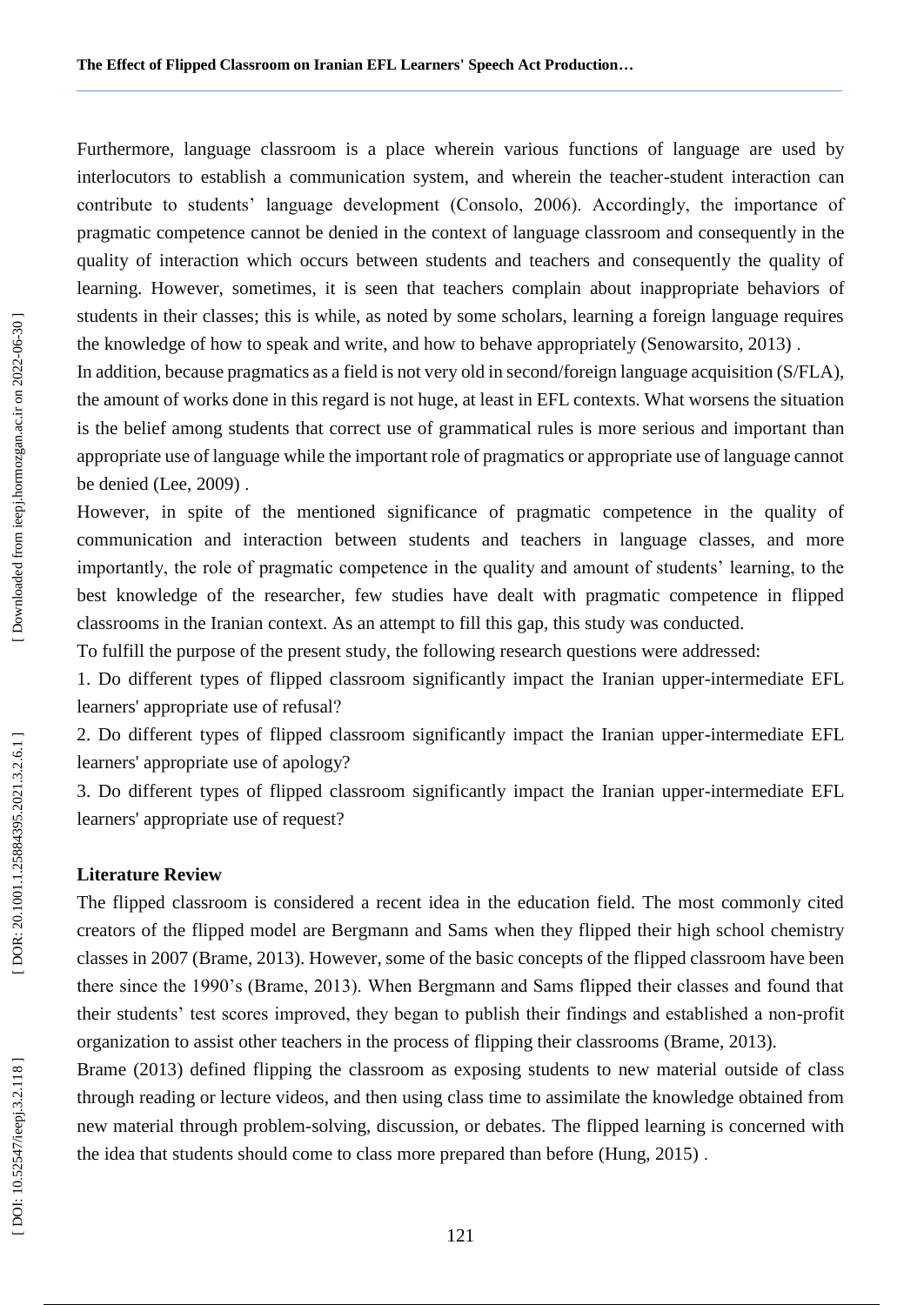Furthermore, language classroom is a place wherein various functions of language are used by interlocutors to establish a communication system, and wherein the teacher-student interaction can contribute to students' language development (Consolo, 2006). Accordingly, the importance of pragmatic competence cannot be denied in the context of language classroom and consequently in the quality of interaction which occurs between students and teachers and consequently the quality of learning. However, sometimes, it is seen that teachers complain about inappropriate behaviors of students in their classes; this is while, as noted by some scholars, learning a foreign language requires the knowledge of how to speak and write, and how to behave appropriately (Senowarsito, 2013) .

In addition, because pragmatics as a field is not very old in second/foreign language acquisition (S/FLA), the amount of works done in this regard is not huge, at least in EFL contexts. What worsens the situation is the belief among students that correct use of grammatical rules is more serious and important than appropriate use of language while the important role of pragmatics or appropriate use of language cannot be denied (Lee, 2009) .

However, in spite of the mentioned significance of pragmatic competence in the quality of communication and interaction between students and teachers in language classes, and more importantly, the role of pragmatic competence in the quality and amount of students' learning, to the best knowledge of the researcher, few studies have dealt with pragmatic competence in flipped classrooms in the Iranian context. As an attempt to fill this gap, this study was conducted.

To fulfill the purpose of the present study, the following research questions were addressed:

1. Do different types of flipped classroom significantly impact the Iranian upper-intermediate EFL learners' appropriate use of refusal?
2. Do different types of flipped classroom significantly impact the Iranian upper-intermediate EFL learners' appropriate use of apology?
3. Do different types of flipped classroom significantly impact the Iranian upper-intermediate EFL learners' appropriate use of request?

## Literature Review

The flipped classroom is considered a recent idea in the education field. The most commonly cited creators of the flipped model are Bergmann and Sams when they flipped their high school chemistry classes in 2007 (Brame, 2013). However, some of the basic concepts of the flipped classroom have been there since the 1990's (Brame, 2013). When Bergmann and Sams flipped their classes and found that their students' test scores improved, they began to publish their findings and established a non-profit organization to assist other teachers in the process of flipping their classrooms (Brame, 2013).

Brame (2013) defined flipping the classroom as exposing students to new material outside of class through reading or lecture videos, and then using class time to assimilate the knowledge obtained from new material through problem-solving, discussion, or debates. The flipped learning is concerned with the idea that students should come to class more prepared than before (Hung, 2015) .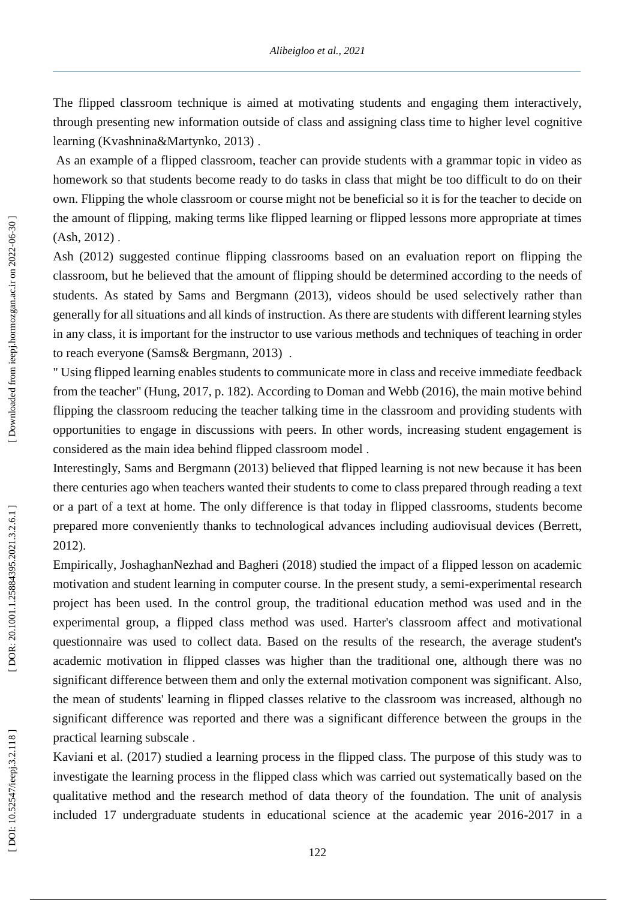The flipped classroom technique is aimed at motivating students and engaging them interactively, through presenting new information outside of class and assigning class time to higher level cognitive learning (Kvashnina&Martynko, 2013) .

As an example of a flipped classroom, teacher can provide students with a grammar topic in video as homework so that students become ready to do tasks in class that might be too difficult to do on their own. Flipping the whole classroom or course might not be beneficial so it is for the teacher to decide on the amount of flipping, making terms like flipped learning or flipped lessons more appropriate at times (Ash, 2012) .

Ash (2012) suggested continue flipping classrooms based on an evaluation report on flipping the classroom, but he believed that the amount of flipping should be determined according to the needs of students. As stated by Sams and Bergmann (2013), videos should be used selectively rather than generally for all situations and all kinds of instruction. As there are students with different learning styles in any class, it is important for the instructor to use various methods and techniques of teaching in order to reach everyone (Sams& Bergmann, 2013) .

" Using flipped learning enables students to communicate more in class and receive immediate feedback from the teacher" (Hung, 2017, p. 182). According to Doman and Webb (2016), the main motive behind flipping the classroom reducing the teacher talking time in the classroom and providing students with opportunities to engage in discussions with peers. In other words, increasing student engagement is considered as the main idea behind flipped classroom model .

Interestingly, Sams and Bergmann (2013) believed that flipped learning is not new because it has been there centuries ago when teachers wanted their students to come to class prepared through reading a text or a part of a text at home. The only difference is that today in flipped classrooms, students become prepared more conveniently thanks to technological advances including audiovisual devices (Berrett, 2012).

Empirically, JoshaghanNezhad and Bagheri (2018) studied the impact of a flipped lesson on academic motivation and student learning in computer course. In the present study, a semi-experimental research project has been used. In the control group, the traditional education method was used and in the experimental group, a flipped class method was used. Harter's classroom affect and motivational questionnaire was used to collect data. Based on the results of the research, the average student's academic motivation in flipped classes was higher than the traditional one, although there was no significant difference between them and only the external motivation component was significant. Also, the mean of students' learning in flipped classes relative to the classroom was increased, although no significant difference was reported and there was a significant difference between the groups in the practical learning subscale .

Kaviani et al. (2017) studied a learning process in the flipped class. The purpose of this study was to investigate the learning process in the flipped class which was carried out systematically based on the qualitative method and the research method of data theory of the foundation. The unit of analysis included 17 undergraduate students in educational science at the academic year 2016-2017 in a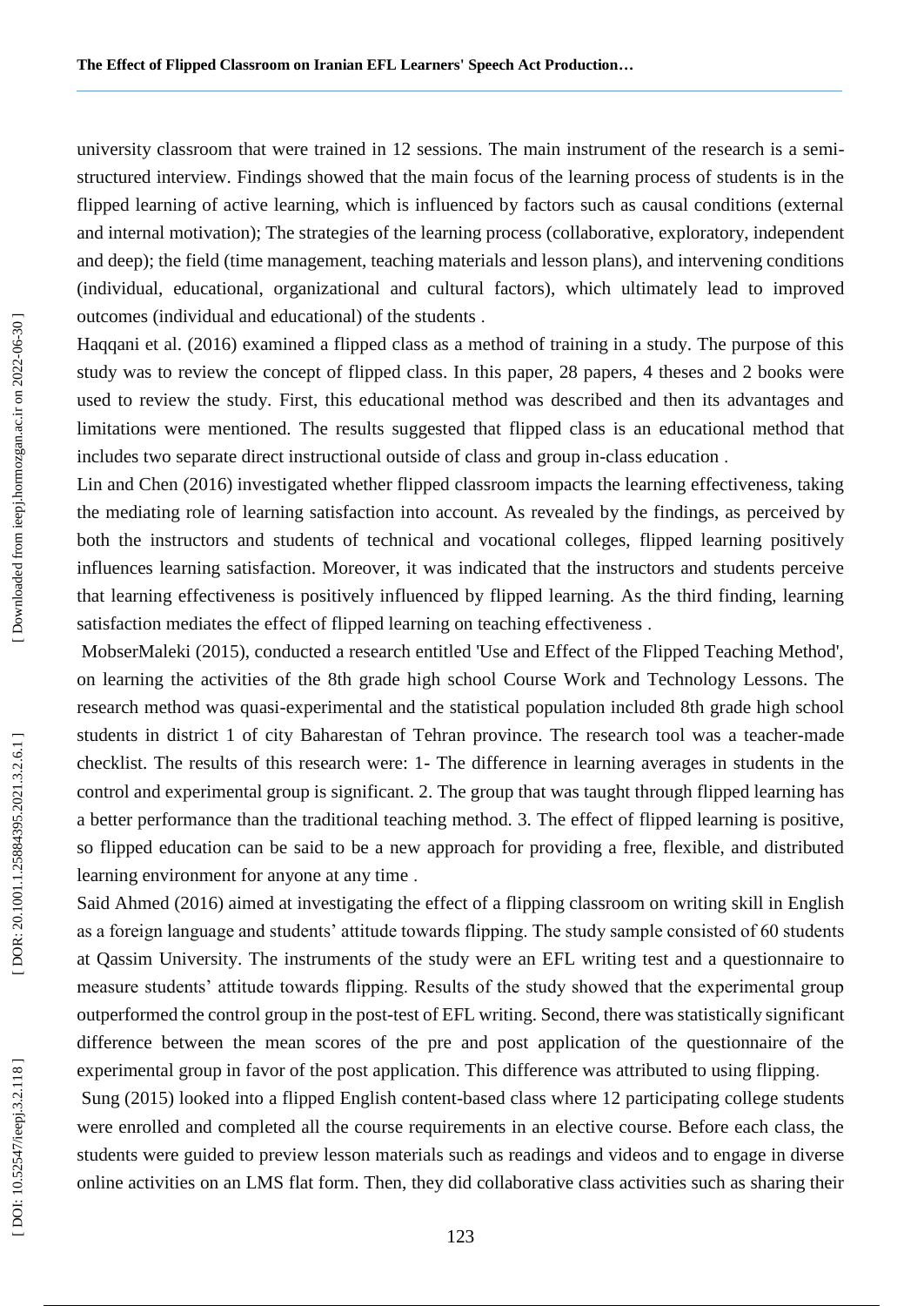university classroom that were trained in 12 sessions. The main instrument of the research is a semi-structured interview. Findings showed that the main focus of the learning process of students is in the flipped learning of active learning, which is influenced by factors such as causal conditions (external and internal motivation); The strategies of the learning process (collaborative, exploratory, independent and deep); the field (time management, teaching materials and lesson plans), and intervening conditions (individual, educational, organizational and cultural factors), which ultimately lead to improved outcomes (individual and educational) of the students .

Haqqani et al. (2016) examined a flipped class as a method of training in a study. The purpose of this study was to review the concept of flipped class. In this paper, 28 papers, 4 theses and 2 books were used to review the study. First, this educational method was described and then its advantages and limitations were mentioned. The results suggested that flipped class is an educational method that includes two separate direct instructional outside of class and group in-class education .

Lin and Chen (2016) investigated whether flipped classroom impacts the learning effectiveness, taking the mediating role of learning satisfaction into account. As revealed by the findings, as perceived by both the instructors and students of technical and vocational colleges, flipped learning positively influences learning satisfaction. Moreover, it was indicated that the instructors and students perceive that learning effectiveness is positively influenced by flipped learning. As the third finding, learning satisfaction mediates the effect of flipped learning on teaching effectiveness .

MobserMaleki (2015), conducted a research entitled 'Use and Effect of the Flipped Teaching Method', on learning the activities of the 8th grade high school Course Work and Technology Lessons. The research method was quasi-experimental and the statistical population included 8th grade high school students in district 1 of city Baharestan of Tehran province. The research tool was a teacher-made checklist. The results of this research were: 1- The difference in learning averages in students in the control and experimental group is significant. 2. The group that was taught through flipped learning has a better performance than the traditional teaching method. 3. The effect of flipped learning is positive, so flipped education can be said to be a new approach for providing a free, flexible, and distributed learning environment for anyone at any time .

Said Ahmed (2016) aimed at investigating the effect of a flipping classroom on writing skill in English as a foreign language and students' attitude towards flipping. The study sample consisted of 60 students at Qassim University. The instruments of the study were an EFL writing test and a questionnaire to measure students' attitude towards flipping. Results of the study showed that the experimental group outperformed the control group in the post-test of EFL writing. Second, there was statistically significant difference between the mean scores of the pre and post application of the questionnaire of the experimental group in favor of the post application. This difference was attributed to using flipping.

Sung (2015) looked into a flipped English content-based class where 12 participating college students were enrolled and completed all the course requirements in an elective course. Before each class, the students were guided to preview lesson materials such as readings and videos and to engage in diverse online activities on an LMS flat form. Then, they did collaborative class activities such as sharing their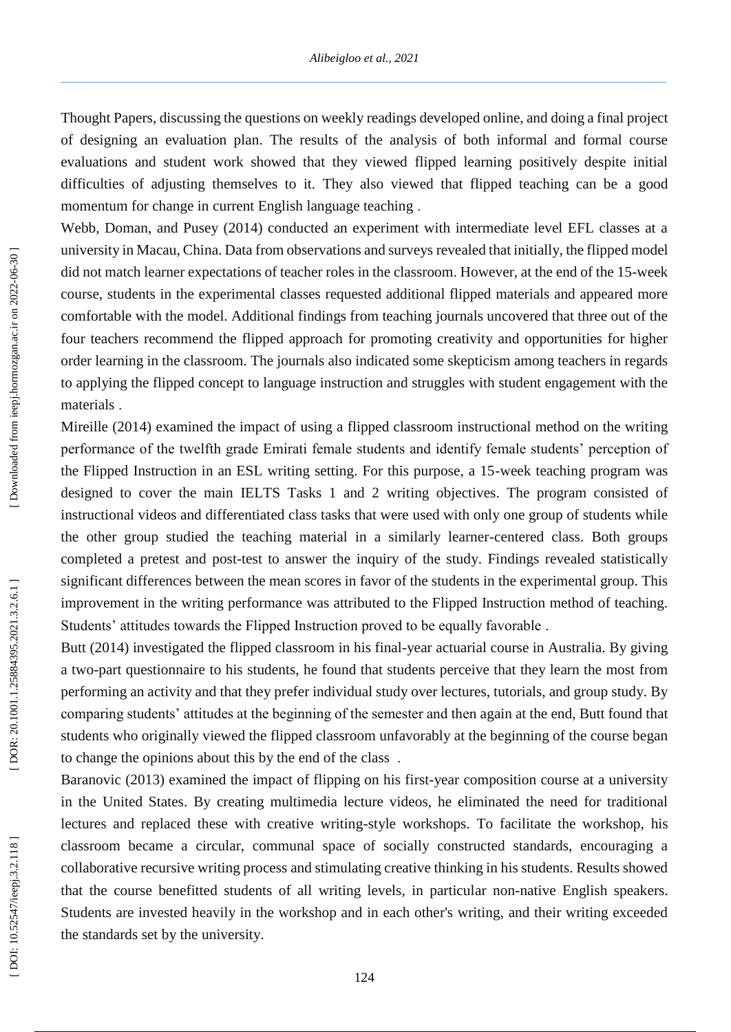Thought Papers, discussing the questions on weekly readings developed online, and doing a final project of designing an evaluation plan. The results of the analysis of both informal and formal course evaluations and student work showed that they viewed flipped learning positively despite initial difficulties of adjusting themselves to it. They also viewed that flipped teaching can be a good momentum for change in current English language teaching .

Webb, Doman, and Pusey (2014) conducted an experiment with intermediate level EFL classes at a university in Macau, China. Data from observations and surveys revealed that initially, the flipped model did not match learner expectations of teacher roles in the classroom. However, at the end of the 15-week course, students in the experimental classes requested additional flipped materials and appeared more comfortable with the model. Additional findings from teaching journals uncovered that three out of the four teachers recommend the flipped approach for promoting creativity and opportunities for higher order learning in the classroom. The journals also indicated some skepticism among teachers in regards to applying the flipped concept to language instruction and struggles with student engagement with the materials .

Mireille (2014) examined the impact of using a flipped classroom instructional method on the writing performance of the twelfth grade Emirati female students and identify female students' perception of the Flipped Instruction in an ESL writing setting. For this purpose, a 15-week teaching program was designed to cover the main IELTS Tasks 1 and 2 writing objectives. The program consisted of instructional videos and differentiated class tasks that were used with only one group of students while the other group studied the teaching material in a similarly learner-centered class. Both groups completed a pretest and post-test to answer the inquiry of the study. Findings revealed statistically significant differences between the mean scores in favor of the students in the experimental group. This improvement in the writing performance was attributed to the Flipped Instruction method of teaching. Students' attitudes towards the Flipped Instruction proved to be equally favorable .

Butt (2014) investigated the flipped classroom in his final-year actuarial course in Australia. By giving a two-part questionnaire to his students, he found that students perceive that they learn the most from performing an activity and that they prefer individual study over lectures, tutorials, and group study. By comparing students' attitudes at the beginning of the semester and then again at the end, Butt found that students who originally viewed the flipped classroom unfavorably at the beginning of the course began to change the opinions about this by the end of the class .

Baranovic (2013) examined the impact of flipping on his first-year composition course at a university in the United States. By creating multimedia lecture videos, he eliminated the need for traditional lectures and replaced these with creative writing-style workshops. To facilitate the workshop, his classroom became a circular, communal space of socially constructed standards, encouraging a collaborative recursive writing process and stimulating creative thinking in his students. Results showed that the course benefitted students of all writing levels, in particular non-native English speakers. Students are invested heavily in the workshop and in each other's writing, and their writing exceeded the standards set by the university.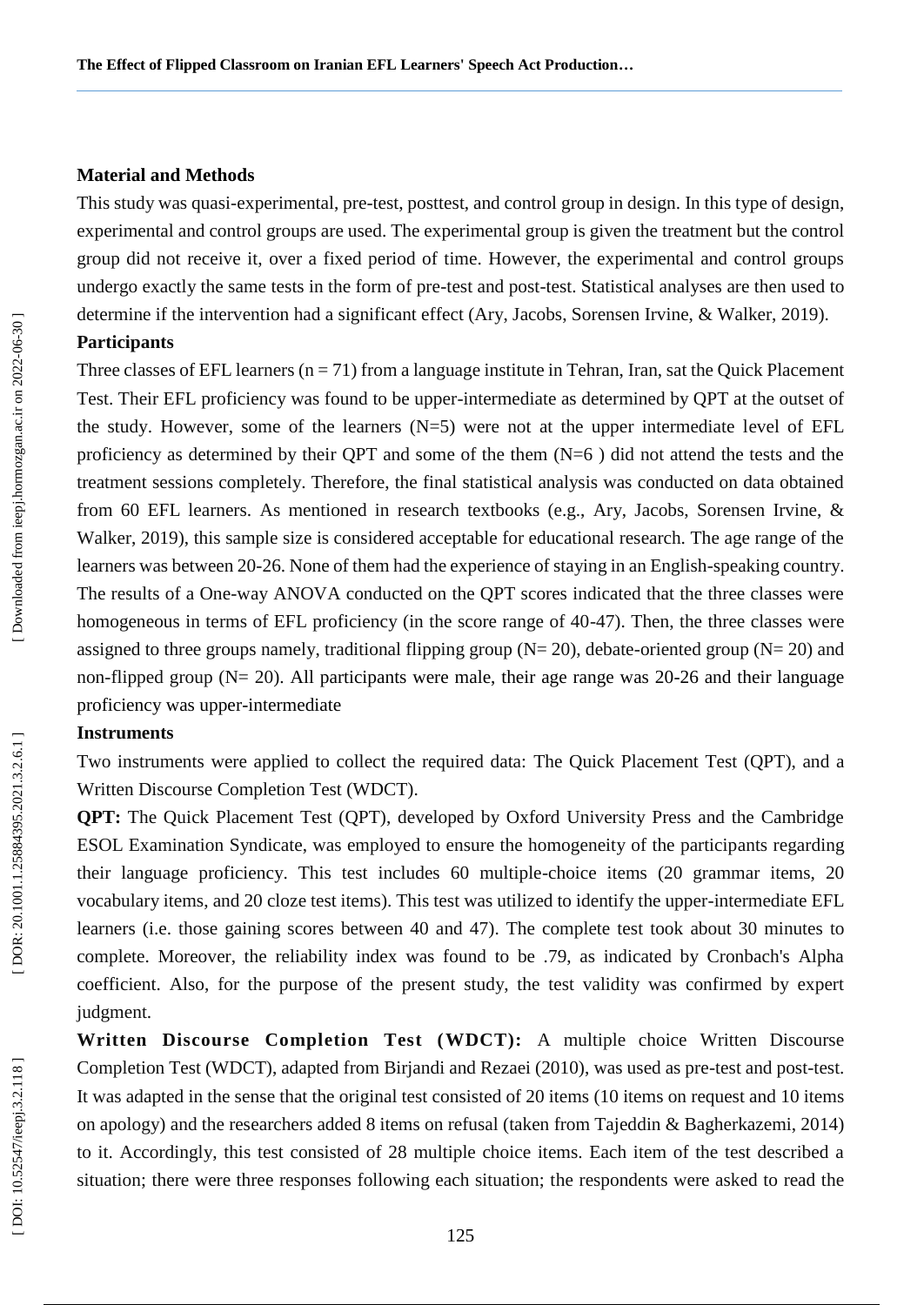**Material and Methods**

This study was quasi-experimental, pre-test, posttest, and control group in design. In this type of design, experimental and control groups are used. The experimental group is given the treatment but the control group did not receive it, over a fixed period of time. However, the experimental and control groups undergo exactly the same tests in the form of pre-test and post-test. Statistical analyses are then used to determine if the intervention had a significant effect (Ary, Jacobs, Sorensen Irvine, & Walker, 2019).

**Participants**

Three classes of EFL learners (n = 71) from a language institute in Tehran, Iran, sat the Quick Placement Test. Their EFL proficiency was found to be upper-intermediate as determined by QPT at the outset of the study. However, some of the learners (N=5) were not at the upper intermediate level of EFL proficiency as determined by their QPT and some of the them (N=6 ) did not attend the tests and the treatment sessions completely. Therefore, the final statistical analysis was conducted on data obtained from 60 EFL learners. As mentioned in research textbooks (e.g., Ary, Jacobs, Sorensen Irvine, & Walker, 2019), this sample size is considered acceptable for educational research. The age range of the learners was between 20-26. None of them had the experience of staying in an English-speaking country. The results of a One-way ANOVA conducted on the QPT scores indicated that the three classes were homogeneous in terms of EFL proficiency (in the score range of 40-47). Then, the three classes were assigned to three groups namely, traditional flipping group (N= 20), debate-oriented group (N= 20) and non-flipped group (N= 20). All participants were male, their age range was 20-26 and their language proficiency was upper-intermediate

**Instruments**

Two instruments were applied to collect the required data: The Quick Placement Test (QPT), and a Written Discourse Completion Test (WDCT).

**QPT:** The Quick Placement Test (QPT), developed by Oxford University Press and the Cambridge ESOL Examination Syndicate, was employed to ensure the homogeneity of the participants regarding their language proficiency. This test includes 60 multiple-choice items (20 grammar items, 20 vocabulary items, and 20 cloze test items). This test was utilized to identify the upper-intermediate EFL learners (i.e. those gaining scores between 40 and 47). The complete test took about 30 minutes to complete. Moreover, the reliability index was found to be .79, as indicated by Cronbach's Alpha coefficient. Also, for the purpose of the present study, the test validity was confirmed by expert judgment.

**Written Discourse Completion Test (WDCT):** A multiple choice Written Discourse Completion Test (WDCT), adapted from Birjandi and Rezaei (2010), was used as pre-test and post-test. It was adapted in the sense that the original test consisted of 20 items (10 items on request and 10 items on apology) and the researchers added 8 items on refusal (taken from Tajeddin & Bagherkazemi, 2014) to it. Accordingly, this test consisted of 28 multiple choice items. Each item of the test described a situation; there were three responses following each situation; the respondents were asked to read the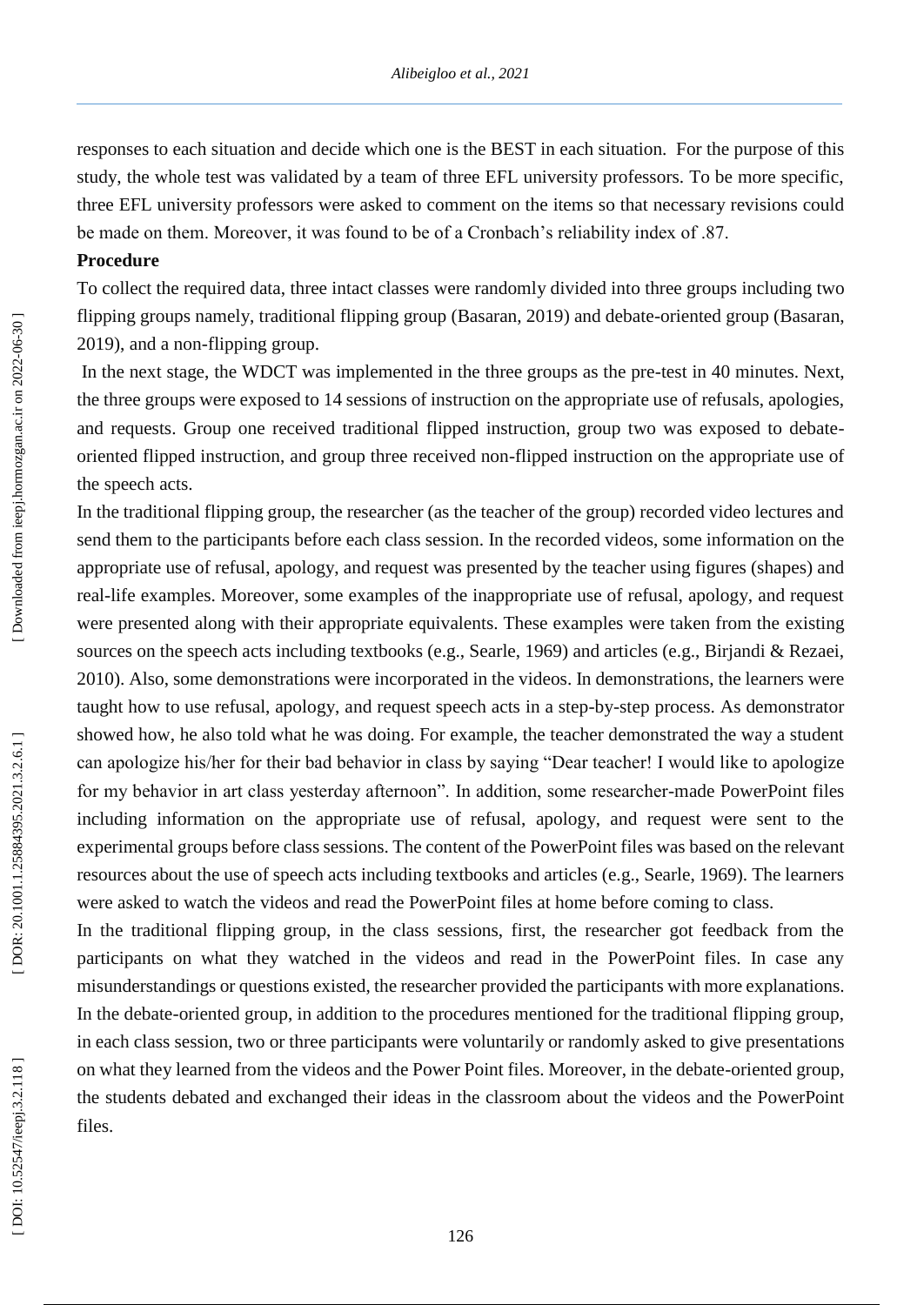responses to each situation and decide which one is the BEST in each situation. For the purpose of this study, the whole test was validated by a team of three EFL university professors. To be more specific, three EFL university professors were asked to comment on the items so that necessary revisions could be made on them. Moreover, it was found to be of a Cronbach's reliability index of .87.

**Procedure**

To collect the required data, three intact classes were randomly divided into three groups including two flipping groups namely, traditional flipping group (Basaran, 2019) and debate-oriented group (Basaran, 2019), and a non-flipping group.

In the next stage, the WDCT was implemented in the three groups as the pre-test in 40 minutes. Next, the three groups were exposed to 14 sessions of instruction on the appropriate use of refusals, apologies, and requests. Group one received traditional flipped instruction, group two was exposed to debate-oriented flipped instruction, and group three received non-flipped instruction on the appropriate use of the speech acts.

In the traditional flipping group, the researcher (as the teacher of the group) recorded video lectures and send them to the participants before each class session. In the recorded videos, some information on the appropriate use of refusal, apology, and request was presented by the teacher using figures (shapes) and real-life examples. Moreover, some examples of the inappropriate use of refusal, apology, and request were presented along with their appropriate equivalents. These examples were taken from the existing sources on the speech acts including textbooks (e.g., Searle, 1969) and articles (e.g., Birjandi & Rezaei, 2010). Also, some demonstrations were incorporated in the videos. In demonstrations, the learners were taught how to use refusal, apology, and request speech acts in a step-by-step process. As demonstrator showed how, he also told what he was doing. For example, the teacher demonstrated the way a student can apologize his/her for their bad behavior in class by saying "Dear teacher! I would like to apologize for my behavior in art class yesterday afternoon". In addition, some researcher-made PowerPoint files including information on the appropriate use of refusal, apology, and request were sent to the experimental groups before class sessions. The content of the PowerPoint files was based on the relevant resources about the use of speech acts including textbooks and articles (e.g., Searle, 1969). The learners were asked to watch the videos and read the PowerPoint files at home before coming to class.

In the traditional flipping group, in the class sessions, first, the researcher got feedback from the participants on what they watched in the videos and read in the PowerPoint files. In case any misunderstandings or questions existed, the researcher provided the participants with more explanations. In the debate-oriented group, in addition to the procedures mentioned for the traditional flipping group, in each class session, two or three participants were voluntarily or randomly asked to give presentations on what they learned from the videos and the Power Point files. Moreover, in the debate-oriented group, the students debated and exchanged their ideas in the classroom about the videos and the PowerPoint files.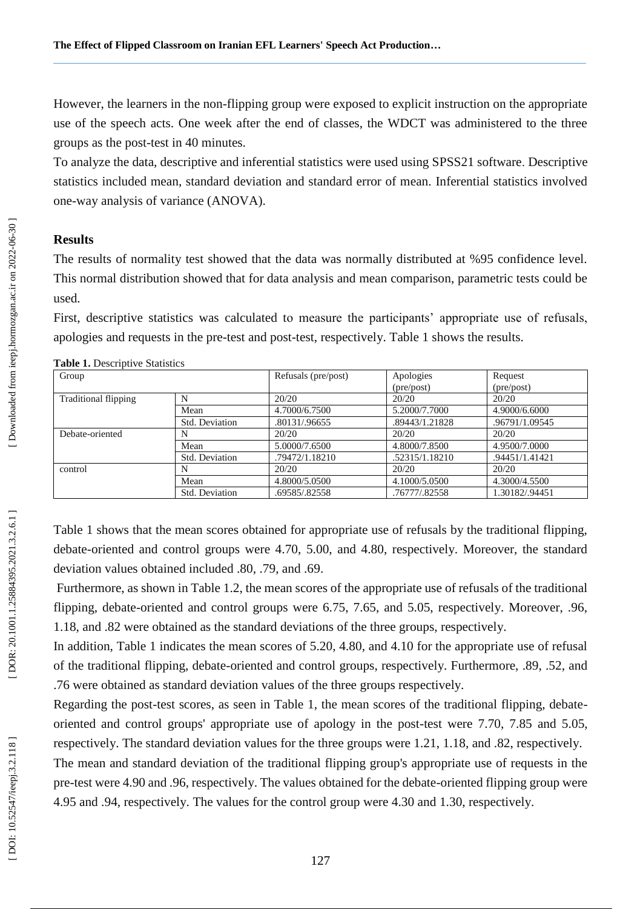However, the learners in the non-flipping group were exposed to explicit instruction on the appropriate use of the speech acts. One week after the end of classes, the WDCT was administered to the three groups as the post-test in 40 minutes.

To analyze the data, descriptive and inferential statistics were used using SPSS21 software. Descriptive statistics included mean, standard deviation and standard error of mean. Inferential statistics involved one-way analysis of variance (ANOVA).

## Results

The results of normality test showed that the data was normally distributed at %95 confidence level. This normal distribution showed that for data analysis and mean comparison, parametric tests could be used.

First, descriptive statistics was calculated to measure the participants' appropriate use of refusals, apologies and requests in the pre-test and post-test, respectively. Table 1 shows the results.

**Table 1.** Descriptive Statistics

| Group | | Refusals (pre/post) | Apologies (pre/post) | Request (pre/post) |
|---|---|---|---|---|
| Traditional flipping | N | 20/20 | 20/20 | 20/20 |
| | Mean | 4.7000/6.7500 | 5.2000/7.7000 | 4.9000/6.6000 |
| | Std. Deviation | .80131/.96655 | .89443/1.21828 | .96791/1.09545 |
| Debate-oriented | N | 20/20 | 20/20 | 20/20 |
| | Mean | 5.0000/7.6500 | 4.8000/7.8500 | 4.9500/7.0000 |
| | Std. Deviation | .79472/1.18210 | .52315/1.18210 | .94451/1.41421 |
| control | N | 20/20 | 20/20 | 20/20 |
| | Mean | 4.8000/5.0500 | 4.1000/5.0500 | 4.3000/4.5500 |
| | Std. Deviation | .69585/.82558 | .76777/.82558 | 1.30182/.94451 |

Table 1 shows that the mean scores obtained for appropriate use of refusals by the traditional flipping, debate-oriented and control groups were 4.70, 5.00, and 4.80, respectively. Moreover, the standard deviation values obtained included .80, .79, and .69.

Furthermore, as shown in Table 1.2, the mean scores of the appropriate use of refusals of the traditional flipping, debate-oriented and control groups were 6.75, 7.65, and 5.05, respectively. Moreover, .96, 1.18, and .82 were obtained as the standard deviations of the three groups, respectively.

In addition, Table 1 indicates the mean scores of 5.20, 4.80, and 4.10 for the appropriate use of refusal of the traditional flipping, debate-oriented and control groups, respectively. Furthermore, .89, .52, and .76 were obtained as standard deviation values of the three groups respectively.

Regarding the post-test scores, as seen in Table 1, the mean scores of the traditional flipping, debate-oriented and control groups' appropriate use of apology in the post-test were 7.70, 7.85 and 5.05, respectively. The standard deviation values for the three groups were 1.21, 1.18, and .82, respectively.

The mean and standard deviation of the traditional flipping group's appropriate use of requests in the pre-test were 4.90 and .96, respectively. The values obtained for the debate-oriented flipping group were 4.95 and .94, respectively. The values for the control group were 4.30 and 1.30, respectively.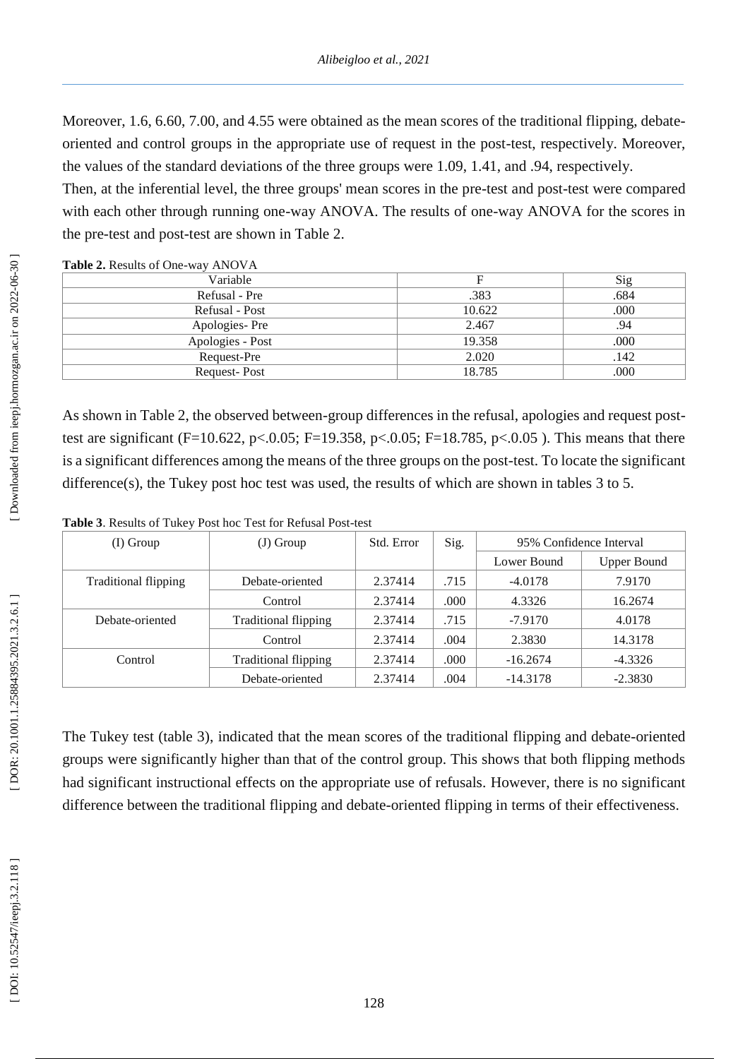Moreover, 1.6, 6.60, 7.00, and 4.55 were obtained as the mean scores of the traditional flipping, debate-oriented and control groups in the appropriate use of request in the post-test, respectively. Moreover, the values of the standard deviations of the three groups were 1.09, 1.41, and .94, respectively.

Then, at the inferential level, the three groups' mean scores in the pre-test and post-test were compared with each other through running one-way ANOVA. The results of one-way ANOVA for the scores in the pre-test and post-test are shown in Table 2.

**Table 2.** Results of One-way ANOVA

| Variable | F | Sig |
|---|---|---|
| Refusal - Pre | .383 | .684 |
| Refusal - Post | 10.622 | .000 |
| Apologies- Pre | 2.467 | .94 |
| Apologies - Post | 19.358 | .000 |
| Request-Pre | 2.020 | .142 |
| Request- Post | 18.785 | .000 |

As shown in Table 2, the observed between-group differences in the refusal, apologies and request post-test are significant ($F=10.622$, $p<.0.05$; $F=19.358$, $p<.0.05$; $F=18.785$, $p<.0.05$ ). This means that there is a significant differences among the means of the three groups on the post-test. To locate the significant difference(s), the Tukey post hoc test was used, the results of which are shown in tables 3 to 5.

**Table 3**. Results of Tukey Post hoc Test for Refusal Post-test

| (I) Group | (J) Group | Std. Error | Sig. | 95% Confidence Interval | |
|---|---|---|---|---|---|
| | | | | Lower Bound | Upper Bound |
| Traditional flipping | Debate-oriented | 2.37414 | .715 | -4.0178 | 7.9170 |
| | Control | 2.37414 | .000 | 4.3326 | 16.2674 |
| Debate-oriented | Traditional flipping | 2.37414 | .715 | -7.9170 | 4.0178 |
| | Control | 2.37414 | .004 | 2.3830 | 14.3178 |
| Control | Traditional flipping | 2.37414 | .000 | -16.2674 | -4.3326 |
| | Debate-oriented | 2.37414 | .004 | -14.3178 | -2.3830 |

The Tukey test (table 3), indicated that the mean scores of the traditional flipping and debate-oriented groups were significantly higher than that of the control group. This shows that both flipping methods had significant instructional effects on the appropriate use of refusals. However, there is no significant difference between the traditional flipping and debate-oriented flipping in terms of their effectiveness.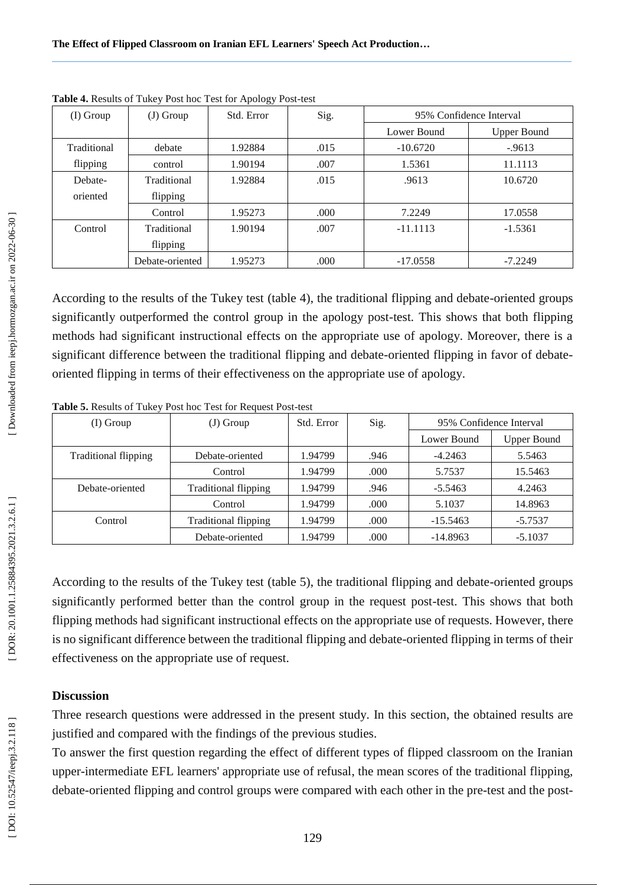**Table 4.** Results of Tukey Post hoc Test for Apology Post-test

| (I) Group | (J) Group | Std. Error | Sig. | 95% Confidence Interval | |
|---|---|---|---|---|---|
| | | | | Lower Bound | Upper Bound |
| Traditional flipping | debate | 1.92884 | .015 | -10.6720 | -.9613 |
| | control | 1.90194 | .007 | 1.5361 | 11.1113 |
| Debate-oriented | Traditional flipping | 1.92884 | .015 | .9613 | 10.6720 |
| | Control | 1.95273 | .000 | 7.2249 | 17.0558 |
| Control | Traditional flipping | 1.90194 | .007 | -11.1113 | -1.5361 |
| | Debate-oriented | 1.95273 | .000 | -17.0558 | -7.2249 |

According to the results of the Tukey test (table 4), the traditional flipping and debate-oriented groups significantly outperformed the control group in the apology post-test. This shows that both flipping methods had significant instructional effects on the appropriate use of apology. Moreover, there is a significant difference between the traditional flipping and debate-oriented flipping in favor of debate-oriented flipping in terms of their effectiveness on the appropriate use of apology.

**Table 5.** Results of Tukey Post hoc Test for Request Post-test

| (I) Group | (J) Group | Std. Error | Sig. | 95% Confidence Interval | |
|---|---|---|---|---|---|
| | | | | Lower Bound | Upper Bound |
| Traditional flipping | Debate-oriented | 1.94799 | .946 | -4.2463 | 5.5463 |
| | Control | 1.94799 | .000 | 5.7537 | 15.5463 |
| Debate-oriented | Traditional flipping | 1.94799 | .946 | -5.5463 | 4.2463 |
| | Control | 1.94799 | .000 | 5.1037 | 14.8963 |
| Control | Traditional flipping | 1.94799 | .000 | -15.5463 | -5.7537 |
| | Debate-oriented | 1.94799 | .000 | -14.8963 | -5.1037 |

According to the results of the Tukey test (table 5), the traditional flipping and debate-oriented groups significantly performed better than the control group in the request post-test. This shows that both flipping methods had significant instructional effects on the appropriate use of requests. However, there is no significant difference between the traditional flipping and debate-oriented flipping in terms of their effectiveness on the appropriate use of request.

## Discussion

Three research questions were addressed in the present study. In this section, the obtained results are justified and compared with the findings of the previous studies.

To answer the first question regarding the effect of different types of flipped classroom on the Iranian upper-intermediate EFL learners' appropriate use of refusal, the mean scores of the traditional flipping, debate-oriented flipping and control groups were compared with each other in the pre-test and the post-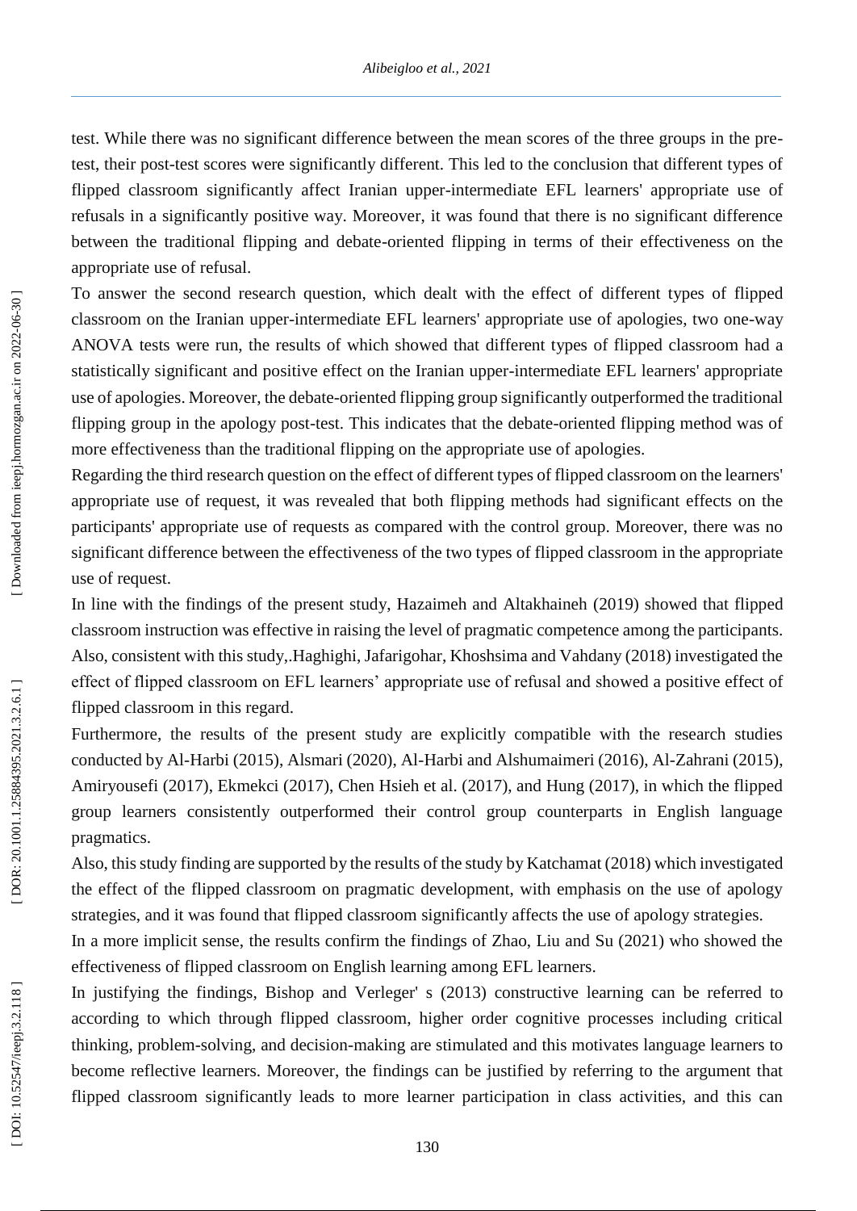test. While there was no significant difference between the mean scores of the three groups in the pre-test, their post-test scores were significantly different. This led to the conclusion that different types of flipped classroom significantly affect Iranian upper-intermediate EFL learners' appropriate use of refusals in a significantly positive way. Moreover, it was found that there is no significant difference between the traditional flipping and debate-oriented flipping in terms of their effectiveness on the appropriate use of refusal.

To answer the second research question, which dealt with the effect of different types of flipped classroom on the Iranian upper-intermediate EFL learners' appropriate use of apologies, two one-way ANOVA tests were run, the results of which showed that different types of flipped classroom had a statistically significant and positive effect on the Iranian upper-intermediate EFL learners' appropriate use of apologies. Moreover, the debate-oriented flipping group significantly outperformed the traditional flipping group in the apology post-test. This indicates that the debate-oriented flipping method was of more effectiveness than the traditional flipping on the appropriate use of apologies.

Regarding the third research question on the effect of different types of flipped classroom on the learners' appropriate use of request, it was revealed that both flipping methods had significant effects on the participants' appropriate use of requests as compared with the control group. Moreover, there was no significant difference between the effectiveness of the two types of flipped classroom in the appropriate use of request.

In line with the findings of the present study, Hazaimeh and Altakhaineh (2019) showed that flipped classroom instruction was effective in raising the level of pragmatic competence among the participants. Also, consistent with this study,.Haghighi, Jafarigohar, Khoshsima and Vahdany (2018) investigated the effect of flipped classroom on EFL learners' appropriate use of refusal and showed a positive effect of flipped classroom in this regard.

Furthermore, the results of the present study are explicitly compatible with the research studies conducted by Al-Harbi (2015), Alsmari (2020), Al-Harbi and Alshumaimeri (2016), Al-Zahrani (2015), Amiryousefi (2017), Ekmekci (2017), Chen Hsieh et al. (2017), and Hung (2017), in which the flipped group learners consistently outperformed their control group counterparts in English language pragmatics.

Also, this study finding are supported by the results of the study by Katchamat (2018) which investigated the effect of the flipped classroom on pragmatic development, with emphasis on the use of apology strategies, and it was found that flipped classroom significantly affects the use of apology strategies.

In a more implicit sense, the results confirm the findings of Zhao, Liu and Su (2021) who showed the effectiveness of flipped classroom on English learning among EFL learners.

In justifying the findings, Bishop and Verleger' s (2013) constructive learning can be referred to according to which through flipped classroom, higher order cognitive processes including critical thinking, problem-solving, and decision-making are stimulated and this motivates language learners to become reflective learners. Moreover, the findings can be justified by referring to the argument that flipped classroom significantly leads to more learner participation in class activities, and this can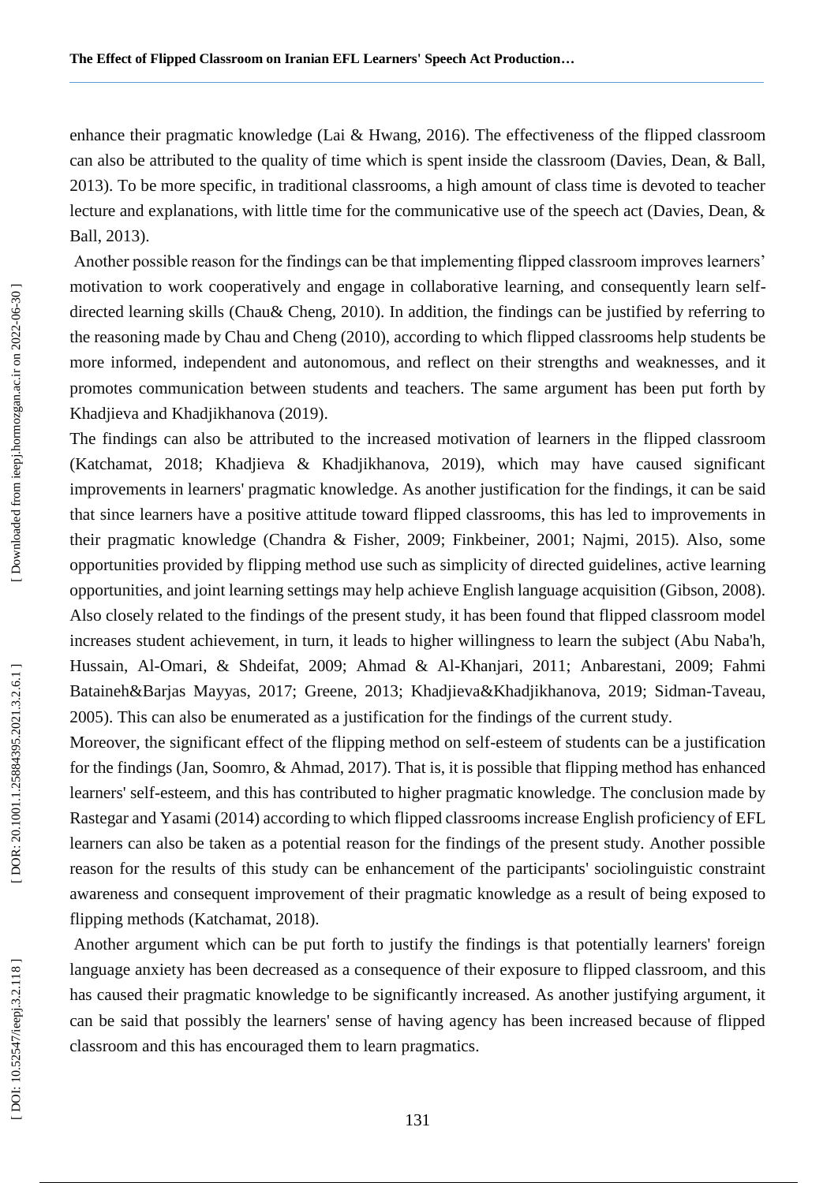enhance their pragmatic knowledge (Lai & Hwang, 2016). The effectiveness of the flipped classroom can also be attributed to the quality of time which is spent inside the classroom (Davies, Dean, & Ball, 2013). To be more specific, in traditional classrooms, a high amount of class time is devoted to teacher lecture and explanations, with little time for the communicative use of the speech act (Davies, Dean, & Ball, 2013).

Another possible reason for the findings can be that implementing flipped classroom improves learners' motivation to work cooperatively and engage in collaborative learning, and consequently learn self-directed learning skills (Chau& Cheng, 2010). In addition, the findings can be justified by referring to the reasoning made by Chau and Cheng (2010), according to which flipped classrooms help students be more informed, independent and autonomous, and reflect on their strengths and weaknesses, and it promotes communication between students and teachers. The same argument has been put forth by Khadjieva and Khadjikhanova (2019).

The findings can also be attributed to the increased motivation of learners in the flipped classroom (Katchamat, 2018; Khadjieva & Khadjikhanova, 2019), which may have caused significant improvements in learners' pragmatic knowledge. As another justification for the findings, it can be said that since learners have a positive attitude toward flipped classrooms, this has led to improvements in their pragmatic knowledge (Chandra & Fisher, 2009; Finkbeiner, 2001; Najmi, 2015). Also, some opportunities provided by flipping method use such as simplicity of directed guidelines, active learning opportunities, and joint learning settings may help achieve English language acquisition (Gibson, 2008). Also closely related to the findings of the present study, it has been found that flipped classroom model increases student achievement, in turn, it leads to higher willingness to learn the subject (Abu Naba'h, Hussain, Al-Omari, & Shdeifat, 2009; Ahmad & Al-Khanjari, 2011; Anbarestani, 2009; Fahmi Bataineh&Barjas Mayyas, 2017; Greene, 2013; Khadjieva&Khadjikhanova, 2019; Sidman-Taveau, 2005). This can also be enumerated as a justification for the findings of the current study.

Moreover, the significant effect of the flipping method on self-esteem of students can be a justification for the findings (Jan, Soomro, & Ahmad, 2017). That is, it is possible that flipping method has enhanced learners' self-esteem, and this has contributed to higher pragmatic knowledge. The conclusion made by Rastegar and Yasami (2014) according to which flipped classrooms increase English proficiency of EFL learners can also be taken as a potential reason for the findings of the present study. Another possible reason for the results of this study can be enhancement of the participants' sociolinguistic constraint awareness and consequent improvement of their pragmatic knowledge as a result of being exposed to flipping methods (Katchamat, 2018).

Another argument which can be put forth to justify the findings is that potentially learners' foreign language anxiety has been decreased as a consequence of their exposure to flipped classroom, and this has caused their pragmatic knowledge to be significantly increased. As another justifying argument, it can be said that possibly the learners' sense of having agency has been increased because of flipped classroom and this has encouraged them to learn pragmatics.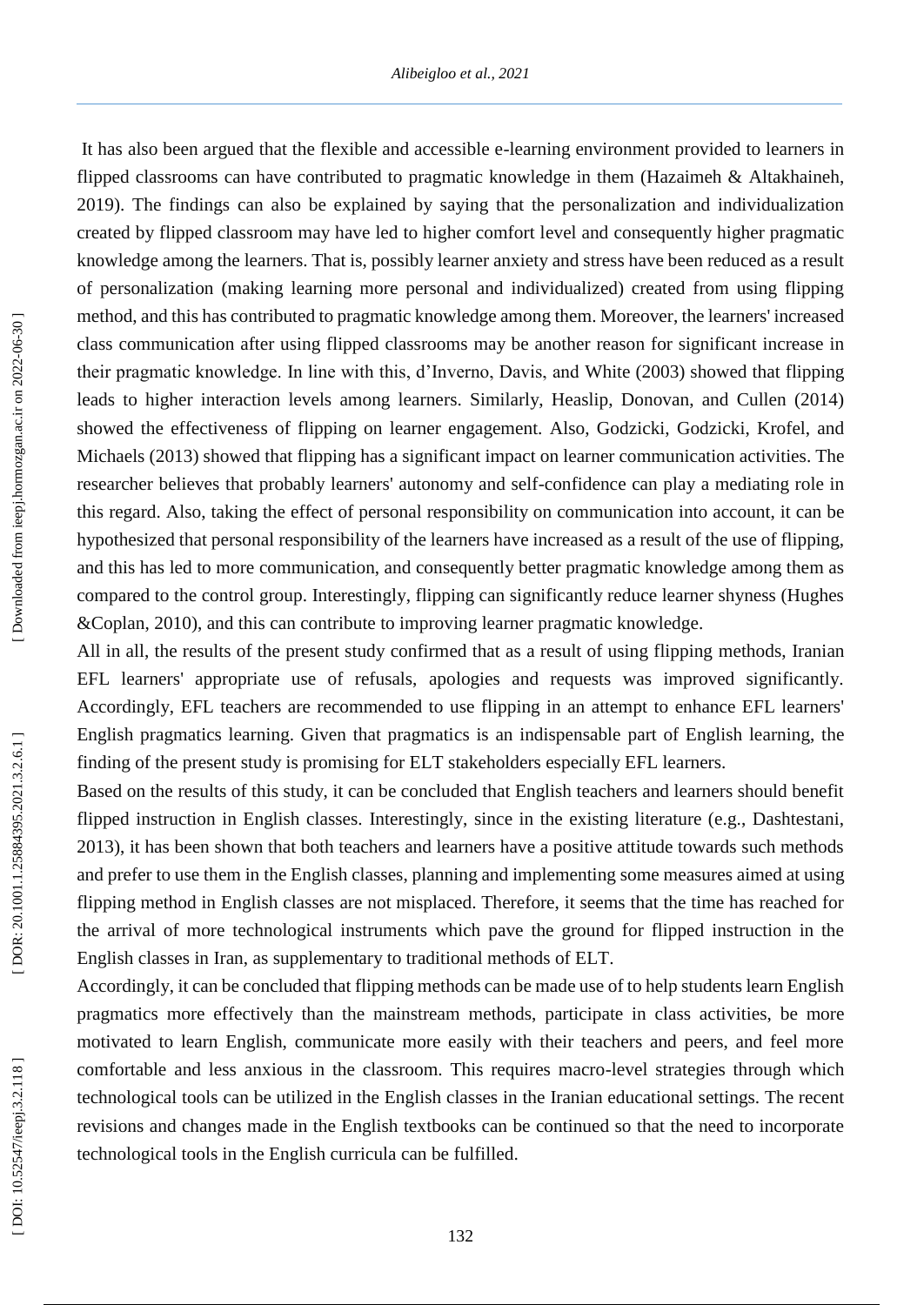It has also been argued that the flexible and accessible e-learning environment provided to learners in flipped classrooms can have contributed to pragmatic knowledge in them (Hazaimeh & Altakhaineh, 2019). The findings can also be explained by saying that the personalization and individualization created by flipped classroom may have led to higher comfort level and consequently higher pragmatic knowledge among the learners. That is, possibly learner anxiety and stress have been reduced as a result of personalization (making learning more personal and individualized) created from using flipping method, and this has contributed to pragmatic knowledge among them. Moreover, the learners' increased class communication after using flipped classrooms may be another reason for significant increase in their pragmatic knowledge. In line with this, d'Inverno, Davis, and White (2003) showed that flipping leads to higher interaction levels among learners. Similarly, Heaslip, Donovan, and Cullen (2014) showed the effectiveness of flipping on learner engagement. Also, Godzicki, Godzicki, Krofel, and Michaels (2013) showed that flipping has a significant impact on learner communication activities. The researcher believes that probably learners' autonomy and self-confidence can play a mediating role in this regard. Also, taking the effect of personal responsibility on communication into account, it can be hypothesized that personal responsibility of the learners have increased as a result of the use of flipping, and this has led to more communication, and consequently better pragmatic knowledge among them as compared to the control group. Interestingly, flipping can significantly reduce learner shyness (Hughes &Coplan, 2010), and this can contribute to improving learner pragmatic knowledge.

All in all, the results of the present study confirmed that as a result of using flipping methods, Iranian EFL learners' appropriate use of refusals, apologies and requests was improved significantly. Accordingly, EFL teachers are recommended to use flipping in an attempt to enhance EFL learners' English pragmatics learning. Given that pragmatics is an indispensable part of English learning, the finding of the present study is promising for ELT stakeholders especially EFL learners.

Based on the results of this study, it can be concluded that English teachers and learners should benefit flipped instruction in English classes. Interestingly, since in the existing literature (e.g., Dashtestani, 2013), it has been shown that both teachers and learners have a positive attitude towards such methods and prefer to use them in the English classes, planning and implementing some measures aimed at using flipping method in English classes are not misplaced. Therefore, it seems that the time has reached for the arrival of more technological instruments which pave the ground for flipped instruction in the English classes in Iran, as supplementary to traditional methods of ELT.

Accordingly, it can be concluded that flipping methods can be made use of to help students learn English pragmatics more effectively than the mainstream methods, participate in class activities, be more motivated to learn English, communicate more easily with their teachers and peers, and feel more comfortable and less anxious in the classroom. This requires macro-level strategies through which technological tools can be utilized in the English classes in the Iranian educational settings. The recent revisions and changes made in the English textbooks can be continued so that the need to incorporate technological tools in the English curricula can be fulfilled.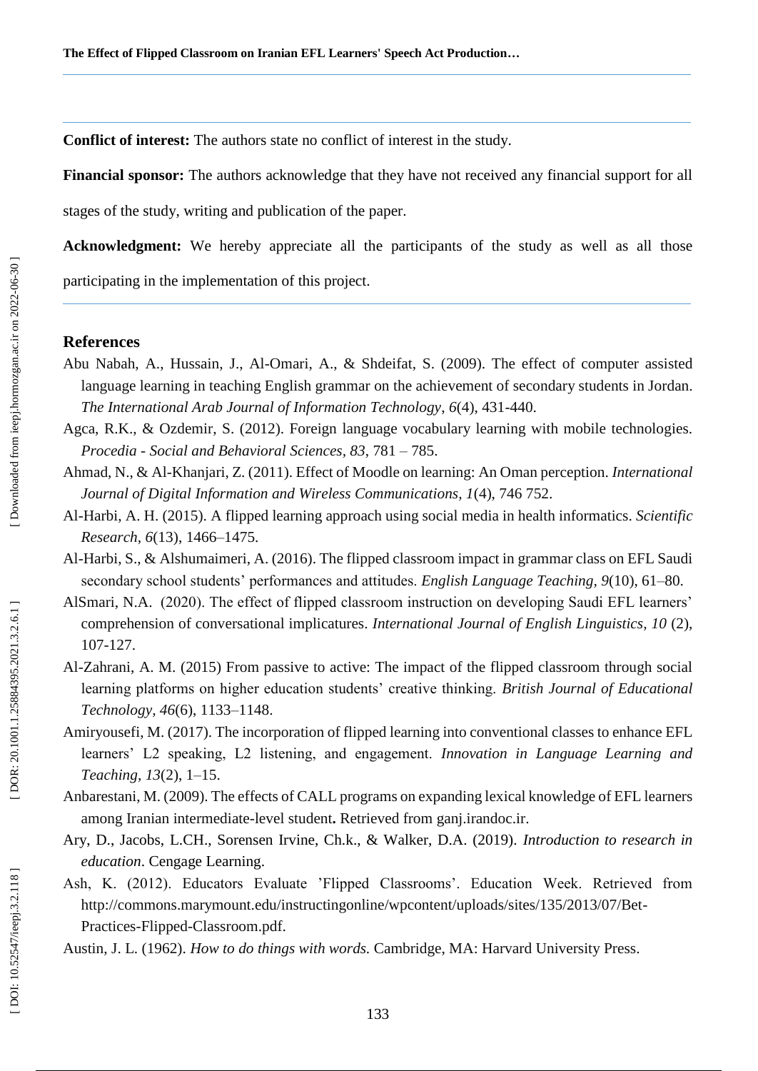**Conflict of interest:** The authors state no conflict of interest in the study.

**Financial sponsor:** The authors acknowledge that they have not received any financial support for all stages of the study, writing and publication of the paper.

**Acknowledgment:** We hereby appreciate all the participants of the study as well as all those participating in the implementation of this project.

## References

Abu Nabah, A., Hussain, J., Al-Omari, A., & Shdeifat, S. (2009). The effect of computer assisted language learning in teaching English grammar on the achievement of secondary students in Jordan. *The International Arab Journal of Information Technology*, *6*(4), 431-440.

Agca, R.K., & Ozdemir, S. (2012). Foreign language vocabulary learning with mobile technologies. *Procedia - Social and Behavioral Sciences, 83*, 781 – 785.

Ahmad, N., & Al-Khanjari, Z. (2011). Effect of Moodle on learning: An Oman perception. *International Journal of Digital Information and Wireless Communications, 1*(4), 746 752.

Al-Harbi, A. H. (2015). A flipped learning approach using social media in health informatics. *Scientific Research, 6*(13), 1466–1475.

Al-Harbi, S., & Alshumaimeri, A. (2016). The flipped classroom impact in grammar class on EFL Saudi secondary school students' performances and attitudes. *English Language Teaching, 9*(10), 61–80.

AlSmari, N.A. (2020). The effect of flipped classroom instruction on developing Saudi EFL learners' comprehension of conversational implicatures. *International Journal of English Linguistics, 10* (2), 107-127.

Al-Zahrani, A. M. (2015) From passive to active: The impact of the flipped classroom through social learning platforms on higher education students' creative thinking. *British Journal of Educational Technology, 46*(6), 1133–1148.

Amiryousefi, M. (2017). The incorporation of flipped learning into conventional classes to enhance EFL learners' L2 speaking, L2 listening, and engagement. *Innovation in Language Learning and Teaching, 13*(2), 1–15.

Anbarestani, M. (2009). The effects of CALL programs on expanding lexical knowledge of EFL learners among Iranian intermediate-level student**.** Retrieved from ganj.irandoc.ir.

Ary, D., Jacobs, L.CH., Sorensen Irvine, Ch.k., & Walker, D.A. (2019). *Introduction to research in education*. Cengage Learning.

Ash, K. (2012). Educators Evaluate 'Flipped Classrooms'. Education Week. Retrieved from http://commons.marymount.edu/instructingonline/wpcontent/uploads/sites/135/2013/07/Bet-Practices-Flipped-Classroom.pdf.

Austin, J. L. (1962). *How to do things with words.* Cambridge, MA: Harvard University Press.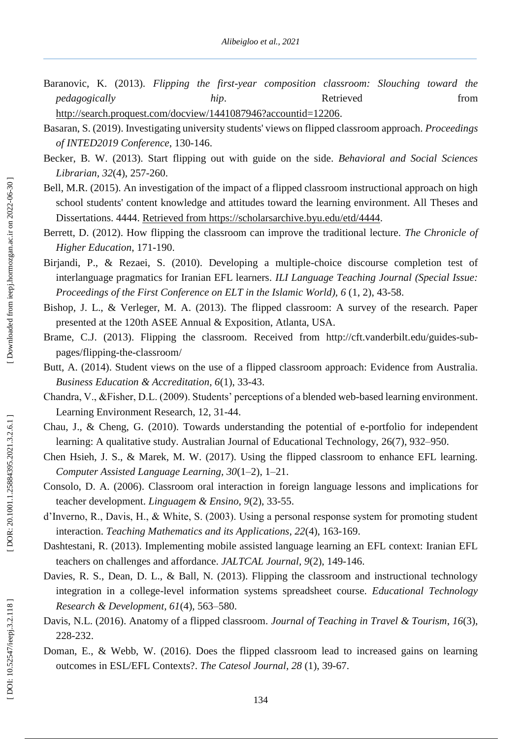Baranovic, K. (2013). *Flipping the first-year composition classroom: Slouching toward the pedagogically hip*. Retrieved from http://search.proquest.com/docview/1441087946?accountid=12206.

Basaran, S. (2019). Investigating university students' views on flipped classroom approach. *Proceedings of INTED2019 Conference*, 130-146.

Becker, B. W. (2013). Start flipping out with guide on the side. *Behavioral and Social Sciences Librarian*, *32*(4), 257-260.

Bell, M.R. (2015). An investigation of the impact of a flipped classroom instructional approach on high school students' content knowledge and attitudes toward the learning environment. All Theses and Dissertations. 4444. Retrieved from https://scholarsarchive.byu.edu/etd/4444.

Berrett, D. (2012). How flipping the classroom can improve the traditional lecture. *The Chronicle of Higher Education*, 171-190.

Birjandi, P., & Rezaei, S. (2010). Developing a multiple-choice discourse completion test of interlanguage pragmatics for Iranian EFL learners. *ILI Language Teaching Journal (Special Issue: Proceedings of the First Conference on ELT in the Islamic World)*, *6* (1, 2), 43-58.

Bishop, J. L., & Verleger, M. A. (2013). The flipped classroom: A survey of the research. Paper presented at the 120th ASEE Annual & Exposition, Atlanta, USA.

Brame, C.J. (2013). Flipping the classroom. Received from http://cft.vanderbilt.edu/guides-sub-pages/flipping-the-classroom/

Butt, A. (2014). Student views on the use of a flipped classroom approach: Evidence from Australia. *Business Education & Accreditation*, *6*(1), 33-43.

Chandra, V., &Fisher, D.L. (2009). Students' perceptions of a blended web-based learning environment. Learning Environment Research, 12, 31-44.

Chau, J., & Cheng, G. (2010). Towards understanding the potential of e-portfolio for independent learning: A qualitative study. Australian Journal of Educational Technology, 26(7), 932–950.

Chen Hsieh, J. S., & Marek, M. W. (2017). Using the flipped classroom to enhance EFL learning. *Computer Assisted Language Learning*, *30*(1–2), 1–21.

Consolo, D. A. (2006). Classroom oral interaction in foreign language lessons and implications for teacher development. *Linguagem & Ensino*, *9*(2), 33-55.

d'Inverno, R., Davis, H., & White, S. (2003). Using a personal response system for promoting student interaction. *Teaching Mathematics and its Applications*, *22*(4), 163-169.

Dashtestani, R. (2013). Implementing mobile assisted language learning an EFL context: Iranian EFL teachers on challenges and affordance. *JALTCAL Journal*, *9*(2), 149-146.

Davies, R. S., Dean, D. L., & Ball, N. (2013). Flipping the classroom and instructional technology integration in a college-level information systems spreadsheet course. *Educational Technology Research & Development*, *61*(4), 563–580.

Davis, N.L. (2016). Anatomy of a flipped classroom. *Journal of Teaching in Travel & Tourism*, *16*(3), 228-232.

Doman, E., & Webb, W. (2016). Does the flipped classroom lead to increased gains on learning outcomes in ESL/EFL Contexts?. *The Catesol Journal*, *28* (1), 39-67.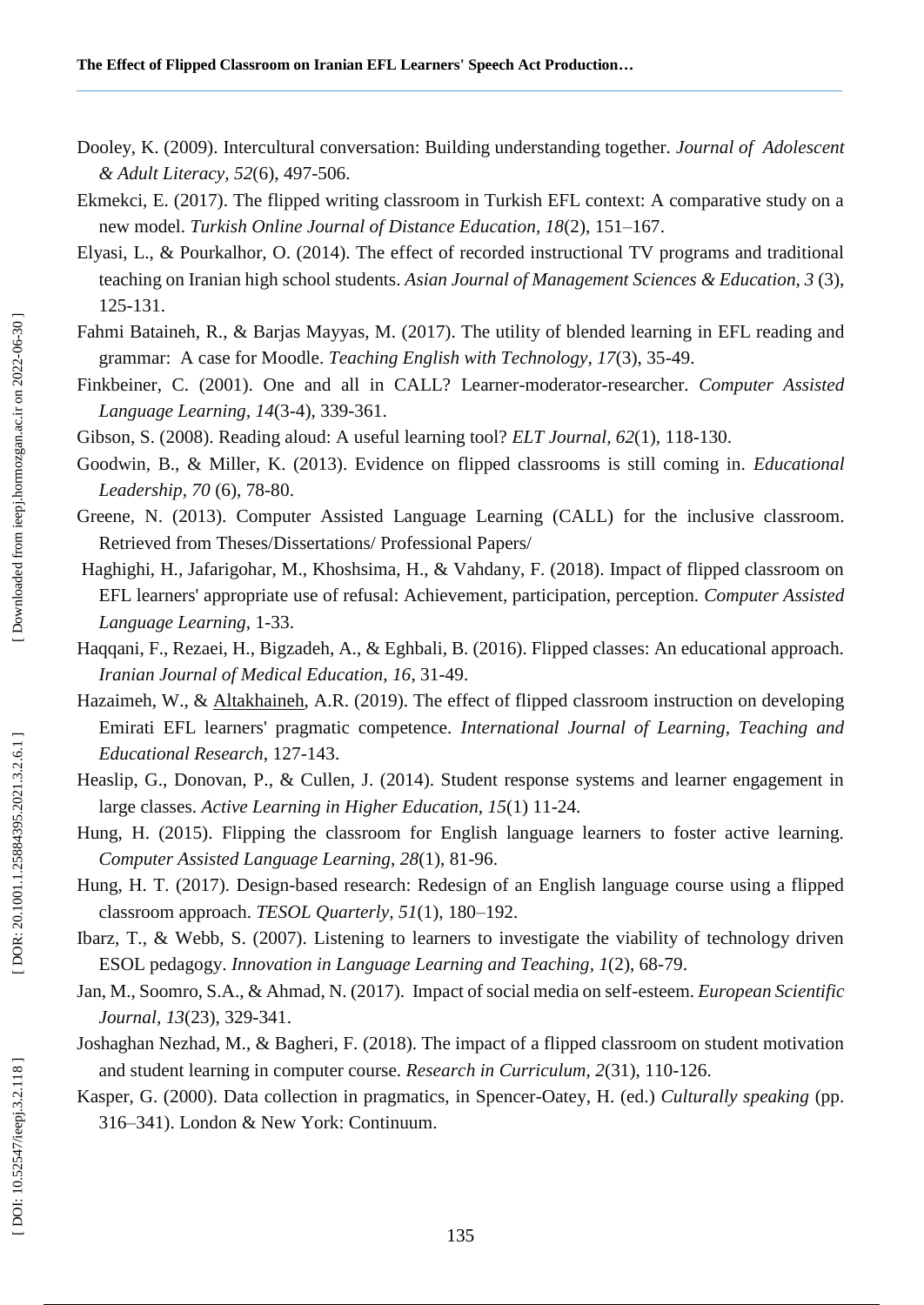Dooley, K. (2009). Intercultural conversation: Building understanding together. *Journal of Adolescent & Adult Literacy, 52*(6), 497-506.

Ekmekci, E. (2017). The flipped writing classroom in Turkish EFL context: A comparative study on a new model. *Turkish Online Journal of Distance Education, 18*(2), 151–167.

Elyasi, L., & Pourkalhor, O. (2014). The effect of recorded instructional TV programs and traditional teaching on Iranian high school students. *Asian Journal of Management Sciences & Education, 3* (3), 125-131.

Fahmi Bataineh, R., & Barjas Mayyas, M. (2017). The utility of blended learning in EFL reading and grammar: A case for Moodle. *Teaching English with Technology, 17*(3), 35-49.

Finkbeiner, C. (2001). One and all in CALL? Learner-moderator-researcher. *Computer Assisted Language Learning, 14*(3-4), 339-361.

Gibson, S. (2008). Reading aloud: A useful learning tool? *ELT Journal, 62*(1), 118-130.

Goodwin, B., & Miller, K. (2013). Evidence on flipped classrooms is still coming in. *Educational Leadership, 70* (6), 78-80.

Greene, N. (2013). Computer Assisted Language Learning (CALL) for the inclusive classroom. Retrieved from Theses/Dissertations/ Professional Papers/

Haghighi, H., Jafarigohar, M., Khoshsima, H., & Vahdany, F. (2018). Impact of flipped classroom on EFL learners' appropriate use of refusal: Achievement, participation, perception. *Computer Assisted Language Learning*, 1-33.

Haqqani, F., Rezaei, H., Bigzadeh, A., & Eghbali, B. (2016). Flipped classes: An educational approach. *Iranian Journal of Medical Education, 16*, 31-49.

Hazaimeh, W., & Altakhaineh, A.R. (2019). The effect of flipped classroom instruction on developing Emirati EFL learners' pragmatic competence. *International Journal of Learning, Teaching and Educational Research*, 127-143.

Heaslip, G., Donovan, P., & Cullen, J. (2014). Student response systems and learner engagement in large classes. *Active Learning in Higher Education, 15*(1) 11-24.

Hung, H. (2015). Flipping the classroom for English language learners to foster active learning. *Computer Assisted Language Learning, 28*(1), 81-96.

Hung, H. T. (2017). Design-based research: Redesign of an English language course using a flipped classroom approach. *TESOL Quarterly, 51*(1), 180–192.

Ibarz, T., & Webb, S. (2007). Listening to learners to investigate the viability of technology driven ESOL pedagogy. *Innovation in Language Learning and Teaching, 1*(2), 68-79.

Jan, M., Soomro, S.A., & Ahmad, N. (2017). Impact of social media on self-esteem. *European Scientific Journal, 13*(23), 329-341.

Joshaghan Nezhad, M., & Bagheri, F. (2018). The impact of a flipped classroom on student motivation and student learning in computer course. *Research in Curriculum, 2*(31), 110-126.

Kasper, G. (2000). Data collection in pragmatics, in Spencer-Oatey, H. (ed.) *Culturally speaking* (pp. 316–341). London & New York: Continuum.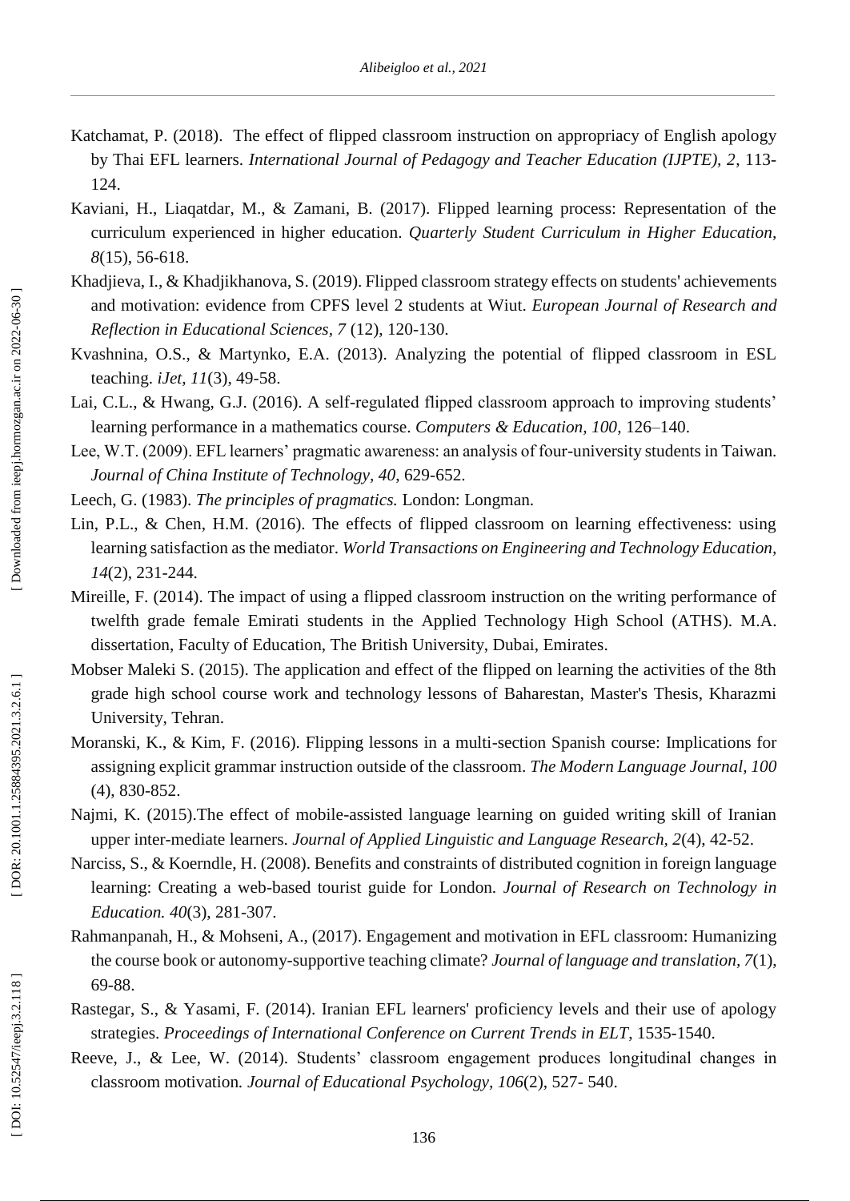Katchamat, P. (2018). The effect of flipped classroom instruction on appropriacy of English apology by Thai EFL learners. *International Journal of Pedagogy and Teacher Education (IJPTE), 2*, 113-124.

Kaviani, H., Liaqatdar, M., & Zamani, B. (2017). Flipped learning process: Representation of the curriculum experienced in higher education. *Quarterly Student Curriculum in Higher Education, 8*(15), 56-618.

Khadjieva, I., & Khadjikhanova, S. (2019). Flipped classroom strategy effects on students' achievements and motivation: evidence from CPFS level 2 students at Wiut. *European Journal of Research and Reflection in Educational Sciences, 7* (12), 120-130.

Kvashnina, O.S., & Martynko, E.A. (2013). Analyzing the potential of flipped classroom in ESL teaching. *iJet, 11*(3), 49-58.

Lai, C.L., & Hwang, G.J. (2016). A self-regulated flipped classroom approach to improving students' learning performance in a mathematics course. *Computers & Education, 100*, 126–140.

Lee, W.T. (2009). EFL learners' pragmatic awareness: an analysis of four-university students in Taiwan. *Journal of China Institute of Technology, 40*, 629-652.

Leech, G. (1983). *The principles of pragmatics.* London: Longman.

Lin, P.L., & Chen, H.M. (2016). The effects of flipped classroom on learning effectiveness: using learning satisfaction as the mediator. *World Transactions on Engineering and Technology Education, 14*(2), 231-244.

Mireille, F. (2014). The impact of using a flipped classroom instruction on the writing performance of twelfth grade female Emirati students in the Applied Technology High School (ATHS). M.A. dissertation, Faculty of Education, The British University, Dubai, Emirates.

Mobser Maleki S. (2015). The application and effect of the flipped on learning the activities of the 8th grade high school course work and technology lessons of Baharestan, Master's Thesis, Kharazmi University, Tehran.

Moranski, K., & Kim, F. (2016). Flipping lessons in a multi-section Spanish course: Implications for assigning explicit grammar instruction outside of the classroom. *The Modern Language Journal, 100* (4), 830-852.

Najmi, K. (2015).The effect of mobile-assisted language learning on guided writing skill of Iranian upper inter-mediate learners. *Journal of Applied Linguistic and Language Research, 2*(4), 42-52.

Narciss, S., & Koerndle, H. (2008). Benefits and constraints of distributed cognition in foreign language learning: Creating a web-based tourist guide for London. *Journal of Research on Technology in Education. 40*(3), 281-307.

Rahmanpanah, H., & Mohseni, A., (2017). Engagement and motivation in EFL classroom: Humanizing the course book or autonomy-supportive teaching climate? *Journal of language and translation, 7*(1), 69-88.

Rastegar, S., & Yasami, F. (2014). Iranian EFL learners' proficiency levels and their use of apology strategies. *Proceedings of International Conference on Current Trends in ELT*, 1535-1540.

Reeve, J., & Lee, W. (2014). Students' classroom engagement produces longitudinal changes in classroom motivation*. Journal of Educational Psychology, 106*(2), 527- 540.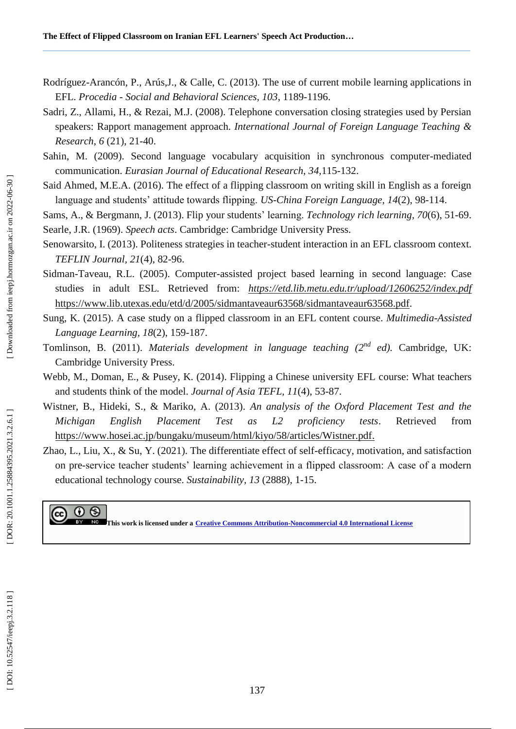Rodríguez-Arancón, P., Arús,J., & Calle, C. (2013). The use of current mobile learning applications in EFL. *Procedia - Social and Behavioral Sciences*, *103*, 1189-1196.

Sadri, Z., Allami, H., & Rezai, M.J. (2008). Telephone conversation closing strategies used by Persian speakers: Rapport management approach. *International Journal of Foreign Language Teaching & Research*, *6* (21), 21-40.

Sahin, M. (2009). Second language vocabulary acquisition in synchronous computer-mediated communication. *Eurasian Journal of Educational Research, 34*,115-132.

Said Ahmed, M.E.A. (2016). The effect of a flipping classroom on writing skill in English as a foreign language and students' attitude towards flipping. *US-China Foreign Language*, *14*(2), 98-114.

Sams, A., & Bergmann, J. (2013). Flip your students' learning. *Technology rich learning*, *70*(6), 51-69.

Searle, J.R. (1969). *Speech acts*. Cambridge: Cambridge University Press.

Senowarsito, I. (2013). Politeness strategies in teacher-student interaction in an EFL classroom context. *TEFLIN Journal*, *21*(4), 82-96.

Sidman-Taveau, R.L. (2005). Computer-assisted project based learning in second language: Case studies in adult ESL. Retrieved from: *https://etd.lib.metu.edu.tr/upload/12606252/index.pdf* https://www.lib.utexas.edu/etd/d/2005/sidmantaveaur63568/sidmantaveaur63568.pdf.

Sung, K. (2015). A case study on a flipped classroom in an EFL content course. *Multimedia-Assisted Language Learning, 18*(2), 159-187.

Tomlinson, B. (2011). *Materials development in language teaching (2nd ed).* Cambridge, UK: Cambridge University Press.

Webb, M., Doman, E., & Pusey, K. (2014). Flipping a Chinese university EFL course: What teachers and students think of the model. *Journal of Asia TEFL, 11*(4), 53-87.

Wistner, B., Hideki, S., & Mariko, A. (2013). *An analysis of the Oxford Placement Test and the Michigan English Placement Test as L2 proficiency tests*. Retrieved from https://www.hosei.ac.jp/bungaku/museum/html/kiyo/58/articles/Wistner.pdf.

Zhao, L., Liu, X., & Su, Y. (2021). The differentiate effect of self-efficacy, motivation, and satisfaction on pre-service teacher students' learning achievement in a flipped classroom: A case of a modern educational technology course. *Sustainability*, *13* (2888), 1-15.

**This work is licensed under a Creative Commons Attribution-Noncommercial 4.0 International License**